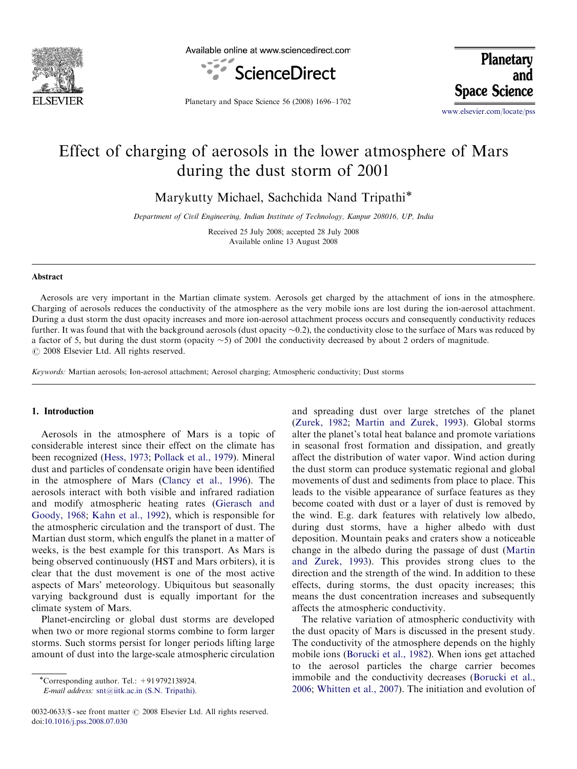# Effect of charging of aerosols in the lower atmosphere of Mars during the dust storm of 2001

Marykutty Michael, Sachchida Nand Tripathi*

*Department of Civil Engineering, Indian Institute of Technology, Kanpur 208016, UP, India*

Received 25 July 2008; accepted 28 July 2008
Available online 13 August 2008

## Abstract

Aerosols are very important in the Martian climate system. Aerosols get charged by the attachment of ions in the atmosphere. Charging of aerosols reduces the conductivity of the atmosphere as the very mobile ions are lost during the ion-aerosol attachment. During a dust storm the dust opacity increases and more ion-aerosol attachment process occurs and consequently conductivity reduces further. It was found that with the background aerosols (dust opacity ~0.2), the conductivity close to the surface of Mars was reduced by a factor of 5, but during the dust storm (opacity ~5) of 2001 the conductivity decreased by about 2 orders of magnitude.
© 2008 Elsevier Ltd. All rights reserved.

*Keywords:* Martian aerosols; Ion-aerosol attachment; Aerosol charging; Atmospheric conductivity; Dust storms

## 1. Introduction

Aerosols in the atmosphere of Mars is a topic of considerable interest since their effect on the climate has been recognized (Hess, 1973; Pollack et al., 1979). Mineral dust and particles of condensate origin have been identified in the atmosphere of Mars (Clancy et al., 1996). The aerosols interact with both visible and infrared radiation and modify atmospheric heating rates (Gierasch and Goody, 1968; Kahn et al., 1992), which is responsible for the atmospheric circulation and the transport of dust. The Martian dust storm, which engulfs the planet in a matter of weeks, is the best example for this transport. As Mars is being observed continuously (HST and Mars orbiters), it is clear that the dust movement is one of the most active aspects of Mars' meteorology. Ubiquitous but seasonally varying background dust is equally important for the climate system of Mars.

Planet-encircling or global dust storms are developed when two or more regional storms combine to form larger storms. Such storms persist for longer periods lifting large amount of dust into the large-scale atmospheric circulation and spreading dust over large stretches of the planet (Zurek, 1982; Martin and Zurek, 1993). Global storms alter the planet's total heat balance and promote variations in seasonal frost formation and dissipation, and greatly affect the distribution of water vapor. Wind action during the dust storm can produce systematic regional and global movements of dust and sediments from place to place. This leads to the visible appearance of surface features as they become coated with dust or a layer of dust is removed by the wind. E.g. dark features with relatively low albedo, during dust storms, have a higher albedo with dust deposition. Mountain peaks and craters show a noticeable change in the albedo during the passage of dust (Martin and Zurek, 1993). This provides strong clues to the direction and the strength of the wind. In addition to these effects, during storms, the dust opacity increases; this means the dust concentration increases and subsequently affects the atmospheric conductivity.

The relative variation of atmospheric conductivity with the dust opacity of Mars is discussed in the present study. The conductivity of the atmosphere depends on the highly mobile ions (Borucki et al., 1982). When ions get attached to the aerosol particles the charge carrier becomes immobile and the conductivity decreases (Borucki et al., 2006; Whitten et al., 2007). The initiation and evolution of

*Corresponding author. Tel.: +91 9792138924.
*E-mail address:* snt@iitk.ac.in (S.N. Tripathi).

0032-0633/$ - see front matter © 2008 Elsevier Ltd. All rights reserved.
doi:10.1016/j.pss.2008.07.030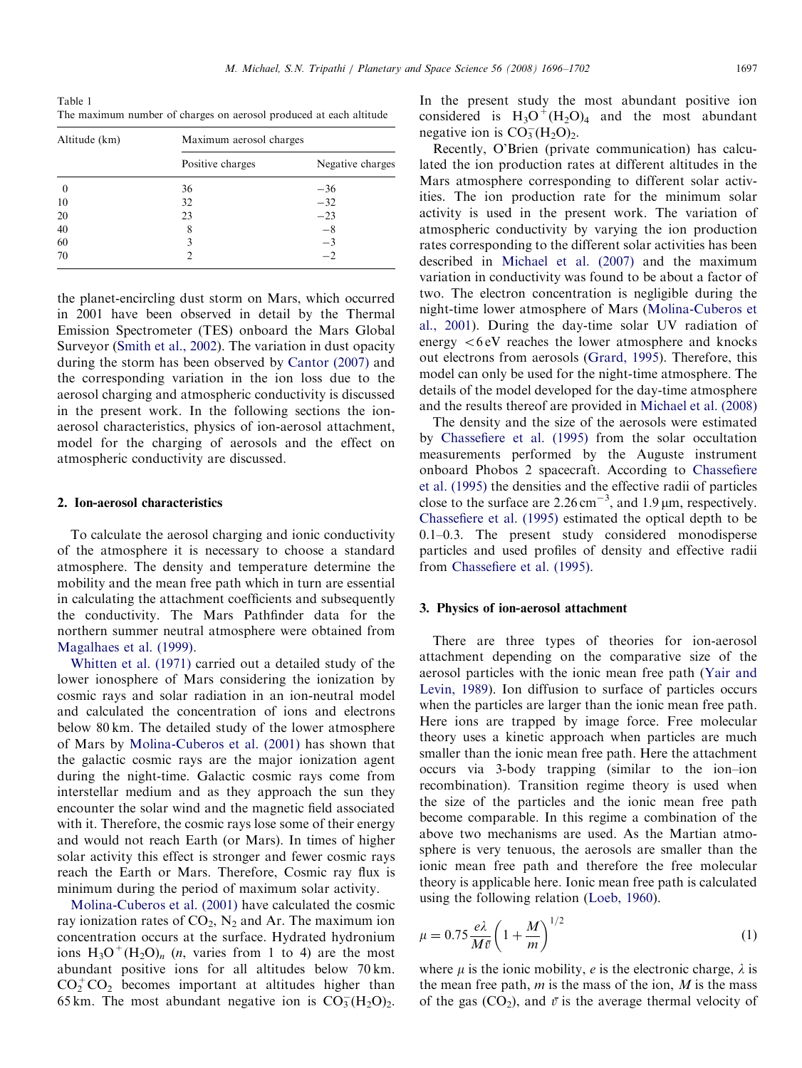Table 1
The maximum number of charges on aerosol produced at each altitude

| Altitude (km) | Maximum aerosol charges | |
|---|---|---|
| | Positive charges | Negative charges |
| 0 | 36 | −36 |
| 10 | 32 | −32 |
| 20 | 23 | −23 |
| 40 | 8 | −8 |
| 60 | 3 | −3 |
| 70 | 2 | −2 |

the planet-encircling dust storm on Mars, which occurred in 2001 have been observed in detail by the Thermal Emission Spectrometer (TES) onboard the Mars Global Surveyor (Smith et al., 2002). The variation in dust opacity during the storm has been observed by Cantor (2007) and the corresponding variation in the ion loss due to the aerosol charging and atmospheric conductivity is discussed in the present work. In the following sections the ion-aerosol characteristics, physics of ion-aerosol attachment, model for the charging of aerosols and the effect on atmospheric conductivity are discussed.

## 2. Ion-aerosol characteristics

To calculate the aerosol charging and ionic conductivity of the atmosphere it is necessary to choose a standard atmosphere. The density and temperature determine the mobility and the mean free path which in turn are essential in calculating the attachment coefficients and subsequently the conductivity. The Mars Pathfinder data for the northern summer neutral atmosphere were obtained from Magalhaes et al. (1999).

Whitten et al. (1971) carried out a detailed study of the lower ionosphere of Mars considering the ionization by cosmic rays and solar radiation in an ion-neutral model and calculated the concentration of ions and electrons below 80 km. The detailed study of the lower atmosphere of Mars by Molina-Cuberos et al. (2001) has shown that the galactic cosmic rays are the major ionization agent during the night-time. Galactic cosmic rays come from interstellar medium and as they approach the sun they encounter the solar wind and the magnetic field associated with it. Therefore, the cosmic rays lose some of their energy and would not reach Earth (or Mars). In times of higher solar activity this effect is stronger and fewer cosmic rays reach the Earth or Mars. Therefore, Cosmic ray flux is minimum during the period of maximum solar activity.

Molina-Cuberos et al. (2001) have calculated the cosmic ray ionization rates of $CO_2$, $N_2$ and Ar. The maximum ion concentration occurs at the surface. Hydrated hydronium ions $H_3O^+(H_2O)_n$ ($n$, varies from 1 to 4) are the most abundant positive ions for all altitudes below 70 km. $CO_2^+CO_2$ becomes important at altitudes higher than 65 km. The most abundant negative ion is $CO_3^-(H_2O)_2$. In the present study the most abundant positive ion considered is $H_3O^+(H_2O)_4$ and the most abundant negative ion is $CO_3^-(H_2O)_2$.

Recently, O'Brien (private communication) has calculated the ion production rates at different altitudes in the Mars atmosphere corresponding to different solar activities. The ion production rate for the minimum solar activity is used in the present work. The variation of atmospheric conductivity by varying the ion production rates corresponding to the different solar activities has been described in Michael et al. (2007) and the maximum variation in conductivity was found to be about a factor of two. The electron concentration is negligible during the night-time lower atmosphere of Mars (Molina-Cuberos et al., 2001). During the day-time solar UV radiation of energy $<6$ eV reaches the lower atmosphere and knocks out electrons from aerosols (Grard, 1995). Therefore, this model can only be used for the night-time atmosphere. The details of the model developed for the day-time atmosphere and the results thereof are provided in Michael et al. (2008)

The density and the size of the aerosols were estimated by Chassefiere et al. (1995) from the solar occultation measurements performed by the Auguste instrument onboard Phobos 2 spacecraft. According to Chassefiere et al. (1995) the densities and the effective radii of particles close to the surface are $2.26\,\text{cm}^{-3}$, and $1.9\,\mu\text{m}$, respectively. Chassefiere et al. (1995) estimated the optical depth to be 0.1–0.3. The present study considered monodisperse particles and used profiles of density and effective radii from Chassefiere et al. (1995).

## 3. Physics of ion-aerosol attachment

There are three types of theories for ion-aerosol attachment depending on the comparative size of the aerosol particles with the ionic mean free path (Yair and Levin, 1989). Ion diffusion to surface of particles occurs when the particles are larger than the ionic mean free path. Here ions are trapped by image force. Free molecular theory uses a kinetic approach when particles are much smaller than the ionic mean free path. Here the attachment occurs via 3-body trapping (similar to the ion–ion recombination). Transition regime theory is used when the size of the particles and the ionic mean free path become comparable. In this regime a combination of the above two mechanisms are used. As the Martian atmosphere is very tenuous, the aerosols are smaller than the ionic mean free path and therefore the free molecular theory is applicable here. Ionic mean free path is calculated using the following relation (Loeb, 1960).

$$\mu = 0.75\frac{e\lambda}{M\bar{v}}\left(1+\frac{M}{m}\right)^{1/2} \tag{1}$$

where $\mu$ is the ionic mobility, $e$ is the electronic charge, $\lambda$ is the mean free path, $m$ is the mass of the ion, $M$ is the mass of the gas ($CO_2$), and $\bar{v}$ is the average thermal velocity of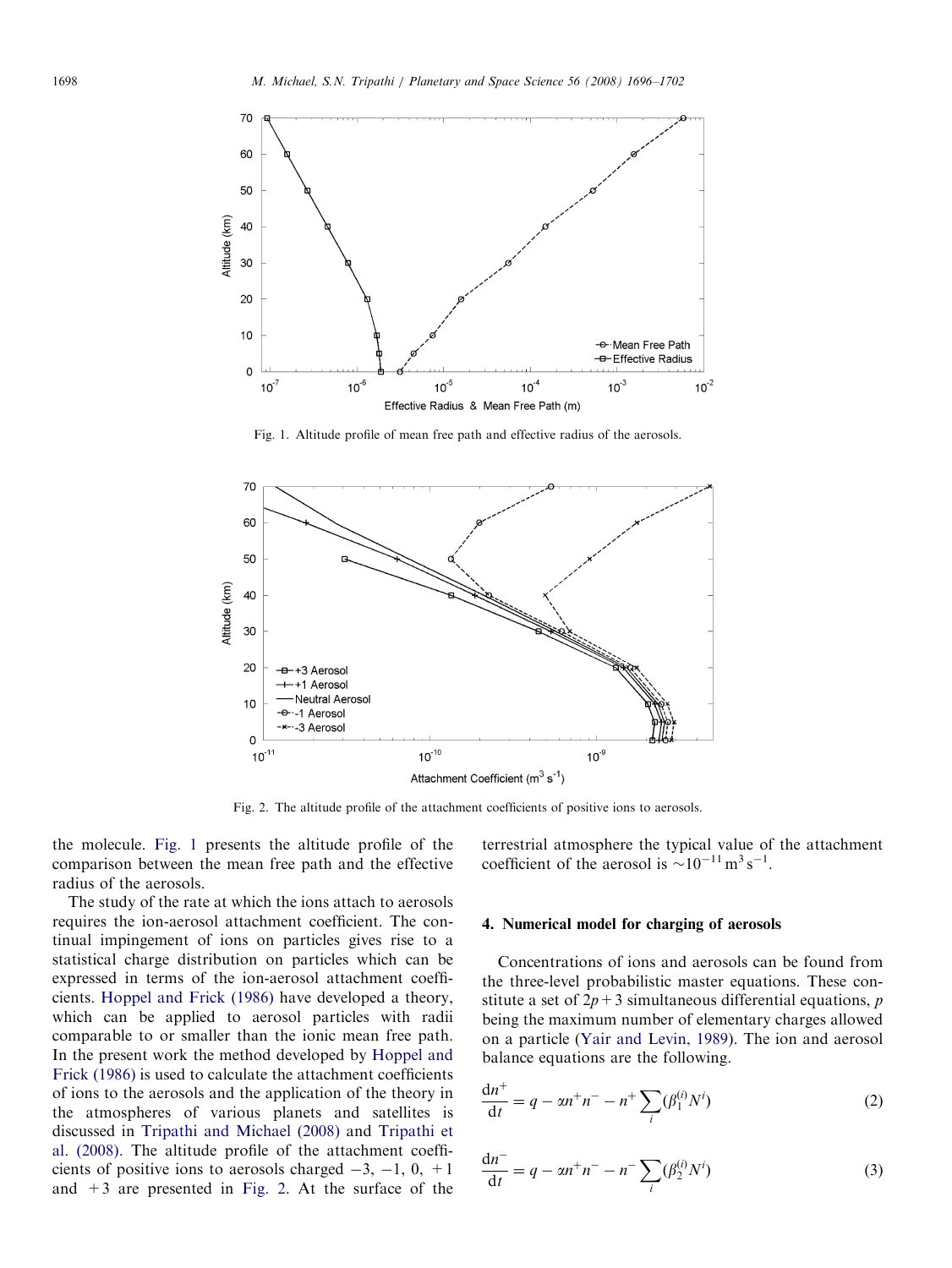Fig. 1. Altitude profile of mean free path and effective radius of the aerosols.

Fig. 2. The altitude profile of the attachment coefficients of positive ions to aerosols.

the molecule. Fig. 1 presents the altitude profile of the comparison between the mean free path and the effective radius of the aerosols.

The study of the rate at which the ions attach to aerosols requires the ion-aerosol attachment coefficient. The continual impingement of ions on particles gives rise to a statistical charge distribution on particles which can be expressed in terms of the ion-aerosol attachment coefficients. Hoppel and Frick (1986) have developed a theory, which can be applied to aerosol particles with radii comparable to or smaller than the ionic mean free path. In the present work the method developed by Hoppel and Frick (1986) is used to calculate the attachment coefficients of ions to the aerosols and the application of the theory in the atmospheres of various planets and satellites is discussed in Tripathi and Michael (2008) and Tripathi et al. (2008). The altitude profile of the attachment coefficients of positive ions to aerosols charged $-3$, $-1$, 0, $+1$ and $+3$ are presented in Fig. 2. At the surface of the terrestrial atmosphere the typical value of the attachment coefficient of the aerosol is $\sim 10^{-11}\,\mathrm{m^3\,s^{-1}}$.

## 4. Numerical model for charging of aerosols

Concentrations of ions and aerosols can be found from the three-level probabilistic master equations. These constitute a set of $2p+3$ simultaneous differential equations, $p$ being the maximum number of elementary charges allowed on a particle (Yair and Levin, 1989). The ion and aerosol balance equations are the following.

$$\frac{\mathrm{d}n^+}{\mathrm{d}t} = q - \alpha n^+ n^- - n^+ \sum_i (\beta_1^{(i)} N^i) \tag{2}$$

$$\frac{\mathrm{d}n^-}{\mathrm{d}t} = q - \alpha n^+ n^- - n^- \sum_i (\beta_2^{(i)} N^i) \tag{3}$$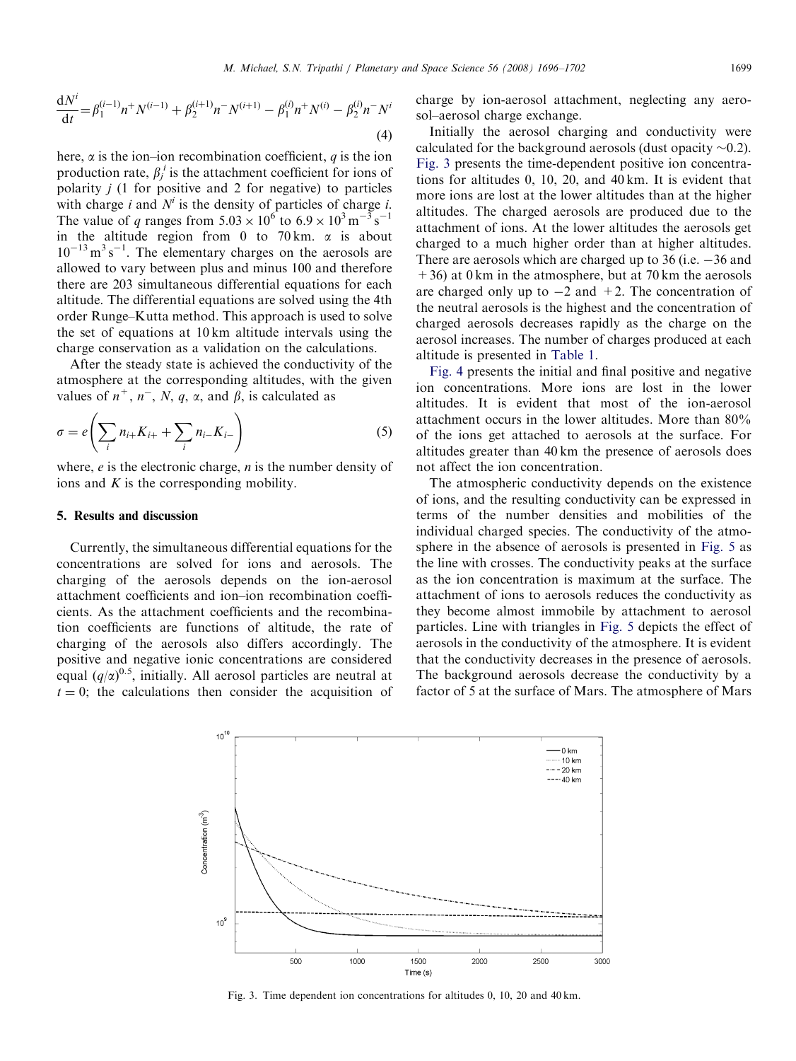$$\frac{dN^i}{dt} = \beta_1^{(i-1)} n^+ N^{(i-1)} + \beta_2^{(i+1)} n^- N^{(i+1)} - \beta_1^{(i)} n^+ N^{(i)} - \beta_2^{(i)} n^- N^i \tag{4}$$

here, $\alpha$ is the ion–ion recombination coefficient, $q$ is the ion production rate, $\beta_j^i$ is the attachment coefficient for ions of polarity $j$ (1 for positive and 2 for negative) to particles with charge $i$ and $N^i$ is the density of particles of charge $i$. The value of $q$ ranges from $5.03 \times 10^6$ to $6.9 \times 10^3\,\mathrm{m^{-3}\,s^{-1}}$ in the altitude region from 0 to 70 km. $\alpha$ is about $10^{-13}\,\mathrm{m^3\,s^{-1}}$. The elementary charges on the aerosols are allowed to vary between plus and minus 100 and therefore there are 203 simultaneous differential equations for each altitude. The differential equations are solved using the 4th order Runge–Kutta method. This approach is used to solve the set of equations at 10 km altitude intervals using the charge conservation as a validation on the calculations.

After the steady state is achieved the conductivity of the atmosphere at the corresponding altitudes, with the given values of $n^+$, $n^-$, $N$, $q$, $\alpha$, and $\beta$, is calculated as

$$\sigma = e\left(\sum_i n_{i+} K_{i+} + \sum_i n_{i-} K_{i-}\right) \tag{5}$$

where, $e$ is the electronic charge, $n$ is the number density of ions and $K$ is the corresponding mobility.

## 5. Results and discussion

Currently, the simultaneous differential equations for the concentrations are solved for ions and aerosols. The charging of the aerosols depends on the ion-aerosol attachment coefficients and ion–ion recombination coefficients. As the attachment coefficients and the recombination coefficients are functions of altitude, the rate of charging of the aerosols also differs accordingly. The positive and negative ionic concentrations are considered equal $(q/\alpha)^{0.5}$, initially. All aerosol particles are neutral at $t = 0$; the calculations then consider the acquisition of charge by ion-aerosol attachment, neglecting any aerosol–aerosol charge exchange.

Initially the aerosol charging and conductivity were calculated for the background aerosols (dust opacity ~0.2). Fig. 3 presents the time-dependent positive ion concentrations for altitudes 0, 10, 20, and 40 km. It is evident that more ions are lost at the lower altitudes than at the higher altitudes. The charged aerosols are produced due to the attachment of ions. At the lower altitudes the aerosols get charged to a much higher order than at higher altitudes. There are aerosols which are charged up to 36 (i.e. −36 and +36) at 0 km in the atmosphere, but at 70 km the aerosols are charged only up to −2 and +2. The concentration of the neutral aerosols is the highest and the concentration of charged aerosols decreases rapidly as the charge on the aerosol increases. The number of charges produced at each altitude is presented in Table 1.

Fig. 4 presents the initial and final positive and negative ion concentrations. More ions are lost in the lower altitudes. It is evident that most of the ion-aerosol attachment occurs in the lower altitudes. More than 80% of the ions get attached to aerosols at the surface. For altitudes greater than 40 km the presence of aerosols does not affect the ion concentration.

The atmospheric conductivity depends on the existence of ions, and the resulting conductivity can be expressed in terms of the number densities and mobilities of the individual charged species. The conductivity of the atmosphere in the absence of aerosols is presented in Fig. 5 as the line with crosses. The conductivity peaks at the surface as the ion concentration is maximum at the surface. The attachment of ions to aerosols reduces the conductivity as they become almost immobile by attachment to aerosol particles. Line with triangles in Fig. 5 depicts the effect of aerosols in the conductivity of the atmosphere. It is evident that the conductivity decreases in the presence of aerosols. The background aerosols decrease the conductivity by a factor of 5 at the surface of Mars. The atmosphere of Mars

Fig. 3. Time dependent ion concentrations for altitudes 0, 10, 20 and 40 km.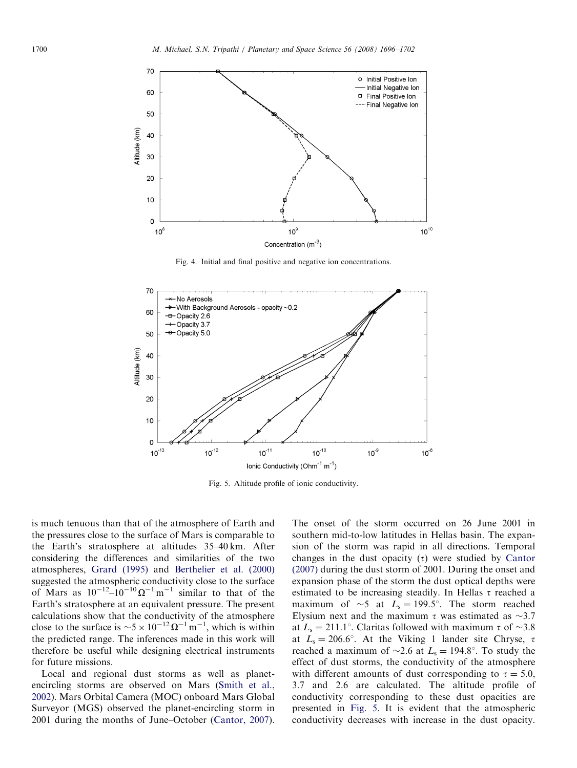Fig. 4. Initial and final positive and negative ion concentrations.

Fig. 5. Altitude profile of ionic conductivity.

is much tenuous than that of the atmosphere of Earth and the pressures close to the surface of Mars is comparable to the Earth's stratosphere at altitudes 35–40 km. After considering the differences and similarities of the two atmospheres, Grard (1995) and Berthelier et al. (2000) suggested the atmospheric conductivity close to the surface of Mars as $10^{-12}$–$10^{-10}\,\Omega^{-1}\,\mathrm{m}^{-1}$ similar to that of the Earth's stratosphere at an equivalent pressure. The present calculations show that the conductivity of the atmosphere close to the surface is $\sim 5\times 10^{-12}\,\Omega^{-1}\,\mathrm{m}^{-1}$, which is within the predicted range. The inferences made in this work will therefore be useful while designing electrical instruments for future missions.

Local and regional dust storms as well as planet-encircling storms are observed on Mars (Smith et al., 2002). Mars Orbital Camera (MOC) onboard Mars Global Surveyor (MGS) observed the planet-encircling storm in 2001 during the months of June–October (Cantor, 2007). The onset of the storm occurred on 26 June 2001 in southern mid-to-low latitudes in Hellas basin. The expansion of the storm was rapid in all directions. Temporal changes in the dust opacity ($\tau$) were studied by Cantor (2007) during the dust storm of 2001. During the onset and expansion phase of the storm the dust optical depths were estimated to be increasing steadily. In Hellas $\tau$ reached a maximum of $\sim 5$ at $L_s = 199.5^\circ$. The storm reached Elysium next and the maximum $\tau$ was estimated as $\sim 3.7$ at $L_s = 211.1^\circ$. Claritas followed with maximum $\tau$ of $\sim 3.8$ at $L_s = 206.6^\circ$. At the Viking 1 lander site Chryse, $\tau$ reached a maximum of $\sim 2.6$ at $L_s = 194.8^\circ$. To study the effect of dust storms, the conductivity of the atmosphere with different amounts of dust corresponding to $\tau = 5.0$, 3.7 and 2.6 are calculated. The altitude profile of conductivity corresponding to these dust opacities are presented in Fig. 5. It is evident that the atmospheric conductivity decreases with increase in the dust opacity.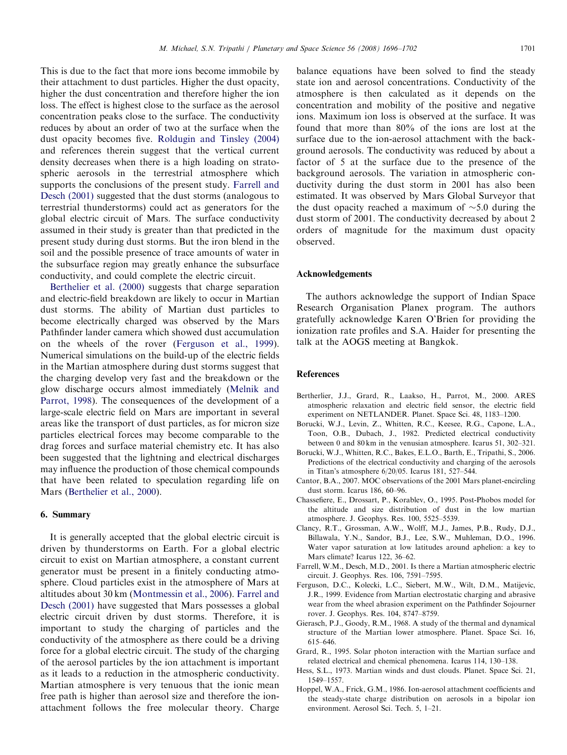This is due to the fact that more ions become immobile by their attachment to dust particles. Higher the dust opacity, higher the dust concentration and therefore higher the ion loss. The effect is highest close to the surface as the aerosol concentration peaks close to the surface. The conductivity reduces by about an order of two at the surface when the dust opacity becomes five. Roldugin and Tinsley (2004) and references therein suggest that the vertical current density decreases when there is a high loading on stratospheric aerosols in the terrestrial atmosphere which supports the conclusions of the present study. Farrell and Desch (2001) suggested that the dust storms (analogous to terrestrial thunderstorms) could act as generators for the global electric circuit of Mars. The surface conductivity assumed in their study is greater than that predicted in the present study during dust storms. But the iron blend in the soil and the possible presence of trace amounts of water in the subsurface region may greatly enhance the subsurface conductivity, and could complete the electric circuit.

Berthelier et al. (2000) suggests that charge separation and electric-field breakdown are likely to occur in Martian dust storms. The ability of Martian dust particles to become electrically charged was observed by the Mars Pathfinder lander camera which showed dust accumulation on the wheels of the rover (Ferguson et al., 1999). Numerical simulations on the build-up of the electric fields in the Martian atmosphere during dust storms suggest that the charging develop very fast and the breakdown or the glow discharge occurs almost immediately (Melnik and Parrot, 1998). The consequences of the development of a large-scale electric field on Mars are important in several areas like the transport of dust particles, as for micron size particles electrical forces may become comparable to the drag forces and surface material chemistry etc. It has also been suggested that the lightning and electrical discharges may influence the production of those chemical compounds that have been related to speculation regarding life on Mars (Berthelier et al., 2000).

## 6. Summary

It is generally accepted that the global electric circuit is driven by thunderstorms on Earth. For a global electric circuit to exist on Martian atmosphere, a constant current generator must be present in a finitely conducting atmosphere. Cloud particles exist in the atmosphere of Mars at altitudes about 30 km (Montmessin et al., 2006). Farrell and Desch (2001) have suggested that Mars possesses a global electric circuit driven by dust storms. Therefore, it is important to study the charging of particles and the conductivity of the atmosphere as there could be a driving force for a global electric circuit. The study of the charging of the aerosol particles by the ion attachment is important as it leads to a reduction in the atmospheric conductivity. Martian atmosphere is very tenuous that the ionic mean free path is higher than aerosol size and therefore the ion-attachment follows the free molecular theory. Charge balance equations have been solved to find the steady state ion and aerosol concentrations. Conductivity of the atmosphere is then calculated as it depends on the concentration and mobility of the positive and negative ions. Maximum ion loss is observed at the surface. It was found that more than 80% of the ions are lost at the surface due to the ion-aerosol attachment with the background aerosols. The conductivity was reduced by about a factor of 5 at the surface due to the presence of the background aerosols. The variation in atmospheric conductivity during the dust storm in 2001 has also been estimated. It was observed by Mars Global Surveyor that the dust opacity reached a maximum of ~5.0 during the dust storm of 2001. The conductivity decreased by about 2 orders of magnitude for the maximum dust opacity observed.

## Acknowledgements

The authors acknowledge the support of Indian Space Research Organisation Planex program. The authors gratefully acknowledge Karen O'Brien for providing the ionization rate profiles and S.A. Haider for presenting the talk at the AOGS meeting at Bangkok.

## References

Bertherlier, J.J., Grard, R., Laakso, H., Parrot, M., 2000. ARES atmospheric relaxation and electric field sensor, the electric field experiment on NETLANDER. Planet. Space Sci. 48, 1183–1200.

Borucki, W.J., Levin, Z., Whitten, R.C., Keesee, R.G., Capone, L.A., Toon, O.B., Dubach, J., 1982. Predicted electrical conductivity between 0 and 80 km in the venusian atmosphere. Icarus 51, 302–321.

Borucki, W.J., Whitten, R.C., Bakes, E.L.O., Barth, E., Tripathi, S., 2006. Predictions of the electrical conductivity and charging of the aerosols in Titan's atmosphere 6/20/05. Icarus 181, 527–544.

Cantor, B.A., 2007. MOC observations of the 2001 Mars planet-encircling dust storm. Icarus 186, 60–96.

Chassefiere, E., Drossart, P., Korablev, O., 1995. Post-Phobos model for the altitude and size distribution of dust in the low martian atmosphere. J. Geophys. Res. 100, 5525–5539.

Clancy, R.T., Grossman, A.W., Wolff, M.J., James, P.B., Rudy, D.J., Billawala, Y.N., Sandor, B.J., Lee, S.W., Muhleman, D.O., 1996. Water vapor saturation at low latitudes around aphelion: a key to Mars climate? Icarus 122, 36–62.

Farrell, W.M., Desch, M.D., 2001. Is there a Martian atmospheric electric circuit. J. Geophys. Res. 106, 7591–7595.

Ferguson, D.C., Kolecki, L.C., Siebert, M.W., Wilt, D.M., Matijevic, J.R., 1999. Evidence from Martian electrostatic charging and abrasive wear from the wheel abrasion experiment on the Pathfinder Sojourner rover. J. Geophys. Res. 104, 8747–8759.

Gierasch, P.J., Goody, R.M., 1968. A study of the thermal and dynamical structure of the Martian lower atmosphere. Planet. Space Sci. 16, 615–646.

Grard, R., 1995. Solar photon interaction with the Martian surface and related electrical and chemical phenomena. Icarus 114, 130–138.

Hess, S.L., 1973. Martian winds and dust clouds. Planet. Space Sci. 21, 1549–1557.

Hoppel, W.A., Frick, G.M., 1986. Ion-aerosol attachment coefficients and the steady-state charge distribution on aerosols in a bipolar ion environment. Aerosol Sci. Tech. 5, 1–21.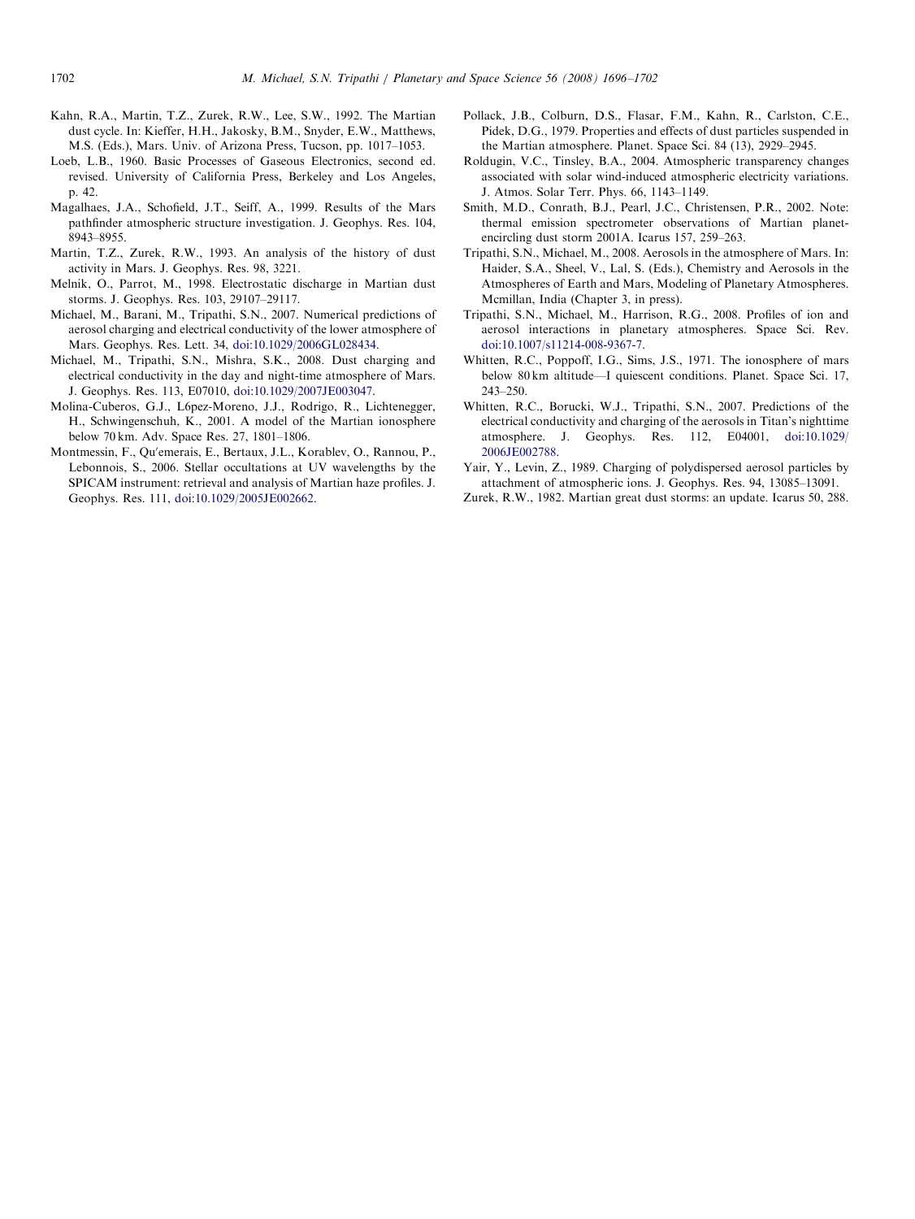Kahn, R.A., Martin, T.Z., Zurek, R.W., Lee, S.W., 1992. The Martian dust cycle. In: Kieffer, H.H., Jakosky, B.M., Snyder, E.W., Matthews, M.S. (Eds.), Mars. Univ. of Arizona Press, Tucson, pp. 1017–1053.

Loeb, L.B., 1960. Basic Processes of Gaseous Electronics, second ed. revised. University of California Press, Berkeley and Los Angeles, p. 42.

Magalhaes, J.A., Schofield, J.T., Seiff, A., 1999. Results of the Mars pathfinder atmospheric structure investigation. J. Geophys. Res. 104, 8943–8955.

Martin, T.Z., Zurek, R.W., 1993. An analysis of the history of dust activity in Mars. J. Geophys. Res. 98, 3221.

Melnik, O., Parrot, M., 1998. Electrostatic discharge in Martian dust storms. J. Geophys. Res. 103, 29107–29117.

Michael, M., Barani, M., Tripathi, S.N., 2007. Numerical predictions of aerosol charging and electrical conductivity of the lower atmosphere of Mars. Geophys. Res. Lett. 34, doi:10.1029/2006GL028434.

Michael, M., Tripathi, S.N., Mishra, S.K., 2008. Dust charging and electrical conductivity in the day and night-time atmosphere of Mars. J. Geophys. Res. 113, E07010, doi:10.1029/2007JE003047.

Molina-Cuberos, G.J., L6pez-Moreno, J.J., Rodrigo, R., Lichtenegger, H., Schwingenschuh, K., 2001. A model of the Martian ionosphere below 70 km. Adv. Space Res. 27, 1801–1806.

Montmessin, F., Qu′emerais, E., Bertaux, J.L., Korablev, O., Rannou, P., Lebonnois, S., 2006. Stellar occultations at UV wavelengths by the SPICAM instrument: retrieval and analysis of Martian haze profiles. J. Geophys. Res. 111, doi:10.1029/2005JE002662.

Pollack, J.B., Colburn, D.S., Flasar, F.M., Kahn, R., Carlston, C.E., Pidek, D.G., 1979. Properties and effects of dust particles suspended in the Martian atmosphere. Planet. Space Sci. 84 (13), 2929–2945.

Roldugin, V.C., Tinsley, B.A., 2004. Atmospheric transparency changes associated with solar wind-induced atmospheric electricity variations. J. Atmos. Solar Terr. Phys. 66, 1143–1149.

Smith, M.D., Conrath, B.J., Pearl, J.C., Christensen, P.R., 2002. Note: thermal emission spectrometer observations of Martian planet-encircling dust storm 2001A. Icarus 157, 259–263.

Tripathi, S.N., Michael, M., 2008. Aerosols in the atmosphere of Mars. In: Haider, S.A., Sheel, V., Lal, S. (Eds.), Chemistry and Aerosols in the Atmospheres of Earth and Mars, Modeling of Planetary Atmospheres. Mcmillan, India (Chapter 3, in press).

Tripathi, S.N., Michael, M., Harrison, R.G., 2008. Profiles of ion and aerosol interactions in planetary atmospheres. Space Sci. Rev. doi:10.1007/s11214-008-9367-7.

Whitten, R.C., Poppoff, I.G., Sims, J.S., 1971. The ionosphere of mars below 80 km altitude—I quiescent conditions. Planet. Space Sci. 17, 243–250.

Whitten, R.C., Borucki, W.J., Tripathi, S.N., 2007. Predictions of the electrical conductivity and charging of the aerosols in Titan's nighttime atmosphere. J. Geophys. Res. 112, E04001, doi:10.1029/2006JE002788.

Yair, Y., Levin, Z., 1989. Charging of polydispersed aerosol particles by attachment of atmospheric ions. J. Geophys. Res. 94, 13085–13091.

Zurek, R.W., 1982. Martian great dust storms: an update. Icarus 50, 288.